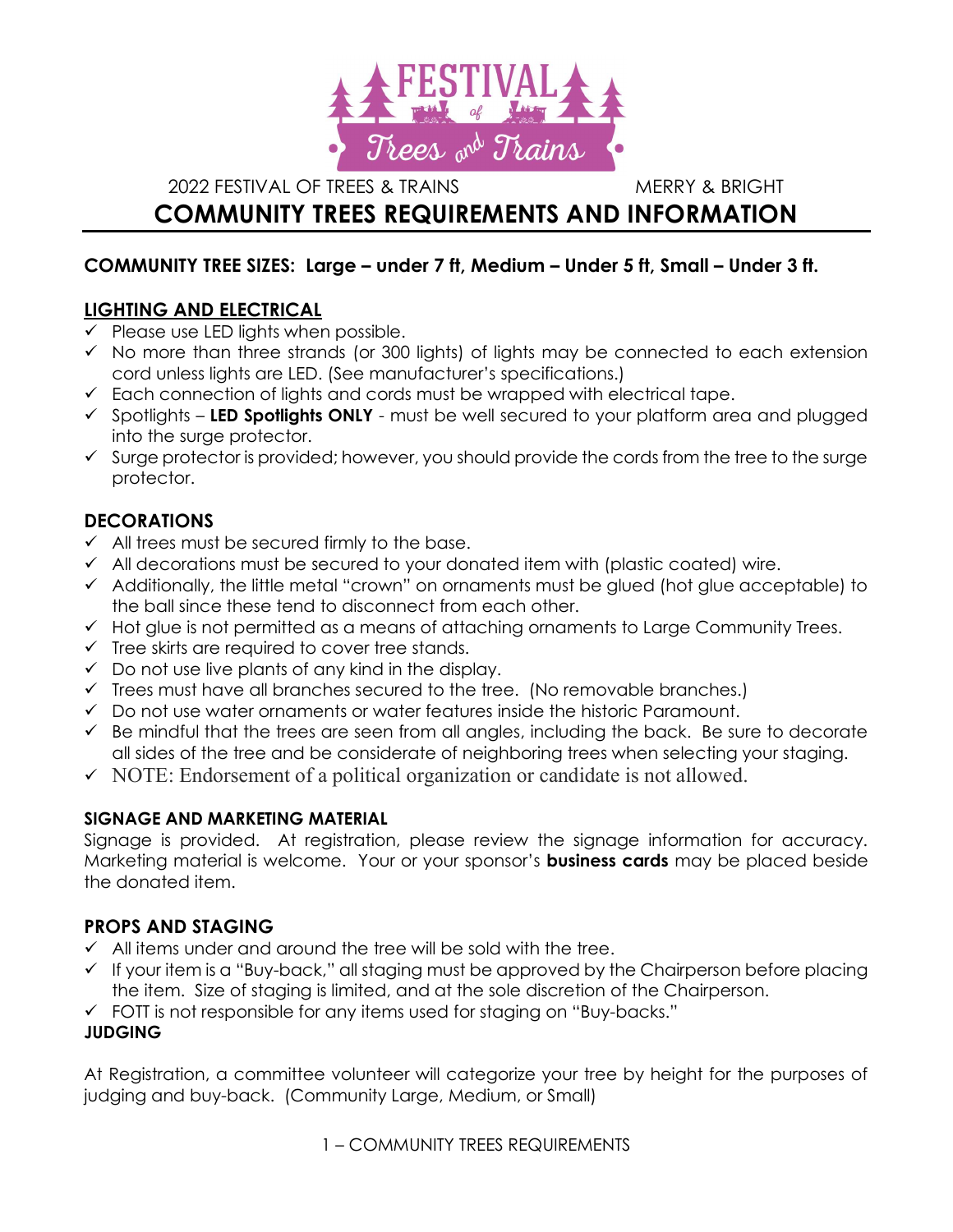2022 FESTIVAL OF TREES & TRAINS MERRY & BRIGHT

# COMMUNITY TREES REQUIREMENTS AND INFORMATION

**COMMUNITY TREE SIZES: Large – under 7 ft, Medium – Under 5 ft, Small – Under 3 ft.**

## LIGHTING AND ELECTRICAL

- ✓ Please use LED lights when possible.
- ✓ No more than three strands (or 300 lights) of lights may be connected to each extension cord unless lights are LED. (See manufacturer's specifications.)
- ✓ Each connection of lights and cords must be wrapped with electrical tape.
- ✓ Spotlights – **LED Spotlights ONLY** - must be well secured to your platform area and plugged into the surge protector.
- ✓ Surge protector is provided; however, you should provide the cords from the tree to the surge protector.

## DECORATIONS

- ✓ All trees must be secured firmly to the base.
- ✓ All decorations must be secured to your donated item with (plastic coated) wire.
- ✓ Additionally, the little metal "crown" on ornaments must be glued (hot glue acceptable) to the ball since these tend to disconnect from each other.
- ✓ Hot glue is not permitted as a means of attaching ornaments to Large Community Trees.
- ✓ Tree skirts are required to cover tree stands.
- ✓ Do not use live plants of any kind in the display.
- ✓ Trees must have all branches secured to the tree. (No removable branches.)
- ✓ Do not use water ornaments or water features inside the historic Paramount.
- ✓ Be mindful that the trees are seen from all angles, including the back. Be sure to decorate all sides of the tree and be considerate of neighboring trees when selecting your staging.
- ✓ NOTE: Endorsement of a political organization or candidate is not allowed.

### SIGNAGE AND MARKETING MATERIAL

Signage is provided. At registration, please review the signage information for accuracy. Marketing material is welcome. Your or your sponsor's **business cards** may be placed beside the donated item.

## PROPS AND STAGING

- ✓ All items under and around the tree will be sold with the tree.
- ✓ If your item is a "Buy-back," all staging must be approved by the Chairperson before placing the item. Size of staging is limited, and at the sole discretion of the Chairperson.
- ✓ FOTT is not responsible for any items used for staging on "Buy-backs."

### JUDGING

At Registration, a committee volunteer will categorize your tree by height for the purposes of judging and buy-back. (Community Large, Medium, or Small)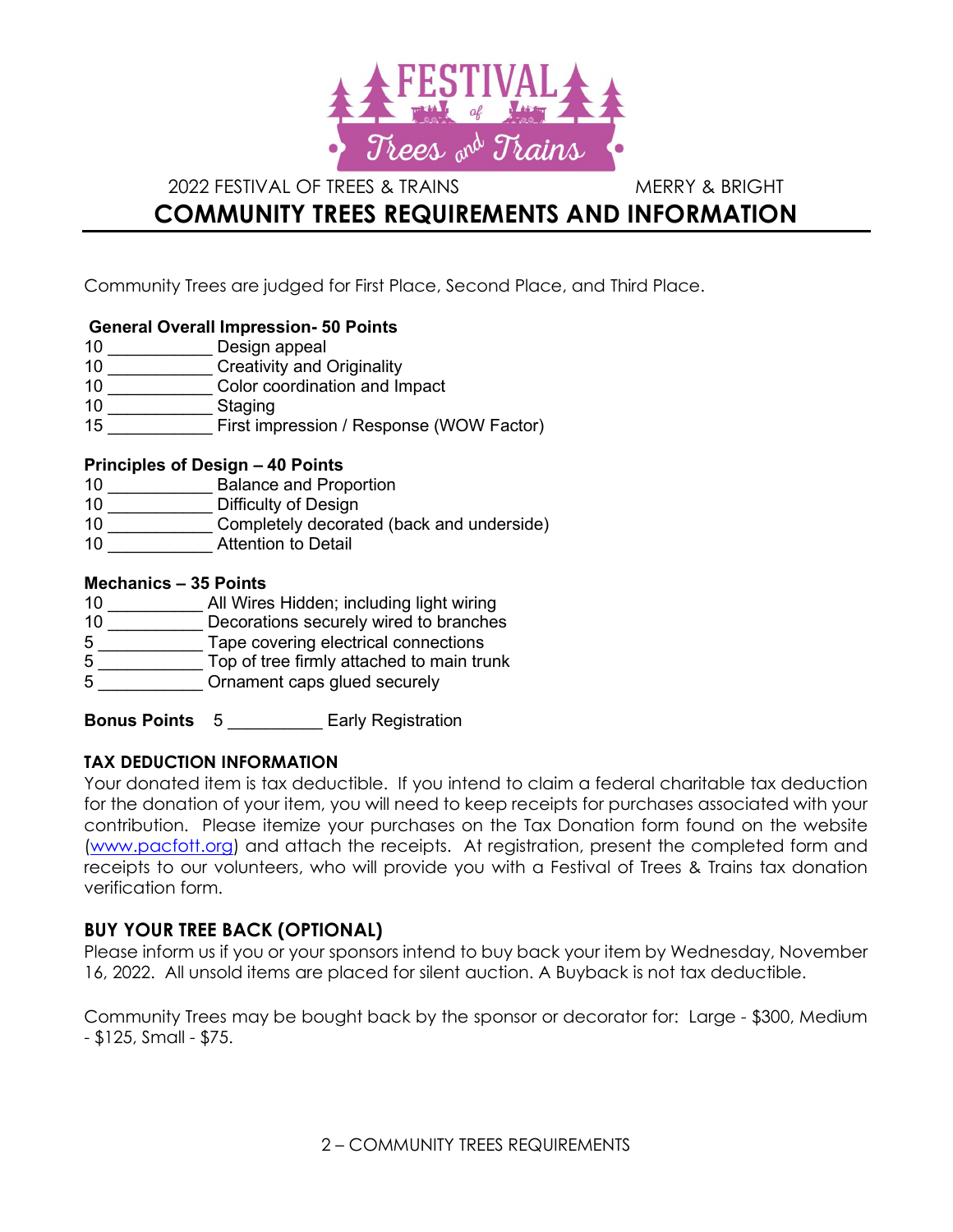2022 FESTIVAL OF TREES & TRAINS MERRY & BRIGHT

# COMMUNITY TREES REQUIREMENTS AND INFORMATION

Community Trees are judged for First Place, Second Place, and Third Place.

**General Overall Impression- 50 Points**

10 ___________ Design appeal
10 ___________ Creativity and Originality
10 ___________ Color coordination and Impact
10 ___________ Staging
15 ___________ First impression / Response (WOW Factor)

**Principles of Design – 40 Points**

10 ___________ Balance and Proportion
10 ___________ Difficulty of Design
10 ___________ Completely decorated (back and underside)
10 ___________ Attention to Detail

**Mechanics – 35 Points**

10 __________ All Wires Hidden; including light wiring
10 __________ Decorations securely wired to branches
5 ___________ Tape covering electrical connections
5 ___________ Top of tree firmly attached to main trunk
5 ___________ Ornament caps glued securely

**Bonus Points** 5 __________ Early Registration

## TAX DEDUCTION INFORMATION

Your donated item is tax deductible. If you intend to claim a federal charitable tax deduction for the donation of your item, you will need to keep receipts for purchases associated with your contribution. Please itemize your purchases on the Tax Donation form found on the website (www.pacfott.org) and attach the receipts. At registration, present the completed form and receipts to our volunteers, who will provide you with a Festival of Trees & Trains tax donation verification form.

## BUY YOUR TREE BACK (OPTIONAL)

Please inform us if you or your sponsors intend to buy back your item by Wednesday, November 16, 2022. All unsold items are placed for silent auction. A Buyback is not tax deductible.

Community Trees may be bought back by the sponsor or decorator for: Large - $300, Medium - $125, Small - $75.